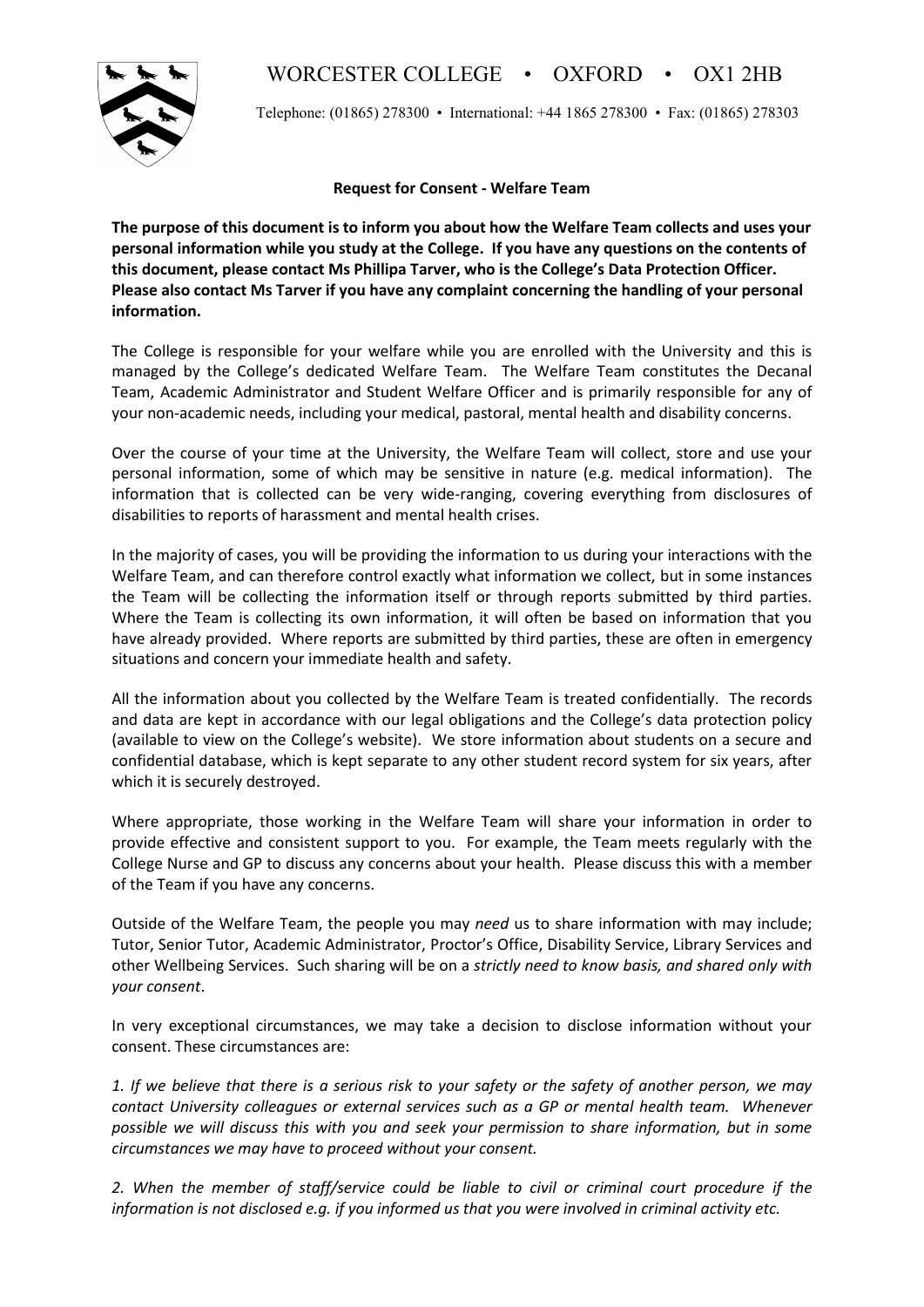WORCESTER COLLEGE • OXFORD • OX1 2HB

Telephone: (01865) 278300 • International: +44 1865 278300 • Fax: (01865) 278303

**Request for Consent - Welfare Team**

**The purpose of this document is to inform you about how the Welfare Team collects and uses your personal information while you study at the College. If you have any questions on the contents of this document, please contact Ms Phillipa Tarver, who is the College's Data Protection Officer. Please also contact Ms Tarver if you have any complaint concerning the handling of your personal information.**

The College is responsible for your welfare while you are enrolled with the University and this is managed by the College's dedicated Welfare Team. The Welfare Team constitutes the Decanal Team, Academic Administrator and Student Welfare Officer and is primarily responsible for any of your non-academic needs, including your medical, pastoral, mental health and disability concerns.

Over the course of your time at the University, the Welfare Team will collect, store and use your personal information, some of which may be sensitive in nature (e.g. medical information). The information that is collected can be very wide-ranging, covering everything from disclosures of disabilities to reports of harassment and mental health crises.

In the majority of cases, you will be providing the information to us during your interactions with the Welfare Team, and can therefore control exactly what information we collect, but in some instances the Team will be collecting the information itself or through reports submitted by third parties. Where the Team is collecting its own information, it will often be based on information that you have already provided. Where reports are submitted by third parties, these are often in emergency situations and concern your immediate health and safety.

All the information about you collected by the Welfare Team is treated confidentially. The records and data are kept in accordance with our legal obligations and the College's data protection policy (available to view on the College's website). We store information about students on a secure and confidential database, which is kept separate to any other student record system for six years, after which it is securely destroyed.

Where appropriate, those working in the Welfare Team will share your information in order to provide effective and consistent support to you. For example, the Team meets regularly with the College Nurse and GP to discuss any concerns about your health. Please discuss this with a member of the Team if you have any concerns.

Outside of the Welfare Team, the people you may *need* us to share information with may include; Tutor, Senior Tutor, Academic Administrator, Proctor's Office, Disability Service, Library Services and other Wellbeing Services. Such sharing will be on a *strictly need to know basis, and shared only with your consent*.

In very exceptional circumstances, we may take a decision to disclose information without your consent. These circumstances are:

*1. If we believe that there is a serious risk to your safety or the safety of another person, we may contact University colleagues or external services such as a GP or mental health team. Whenever possible we will discuss this with you and seek your permission to share information, but in some circumstances we may have to proceed without your consent.*

*2. When the member of staff/service could be liable to civil or criminal court procedure if the information is not disclosed e.g. if you informed us that you were involved in criminal activity etc.*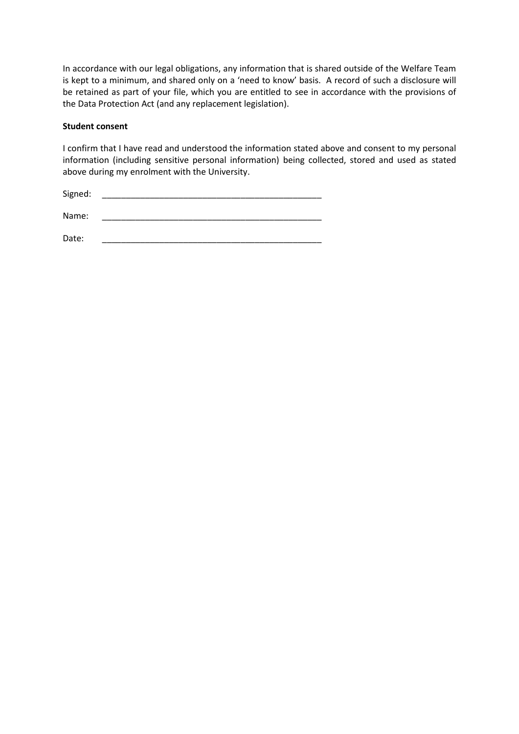In accordance with our legal obligations, any information that is shared outside of the Welfare Team is kept to a minimum, and shared only on a 'need to know' basis. A record of such a disclosure will be retained as part of your file, which you are entitled to see in accordance with the provisions of the Data Protection Act (and any replacement legislation).

**Student consent**

I confirm that I have read and understood the information stated above and consent to my personal information (including sensitive personal information) being collected, stored and used as stated above during my enrolment with the University.

Signed: _______________________________________________

Name: _______________________________________________

Date: _______________________________________________